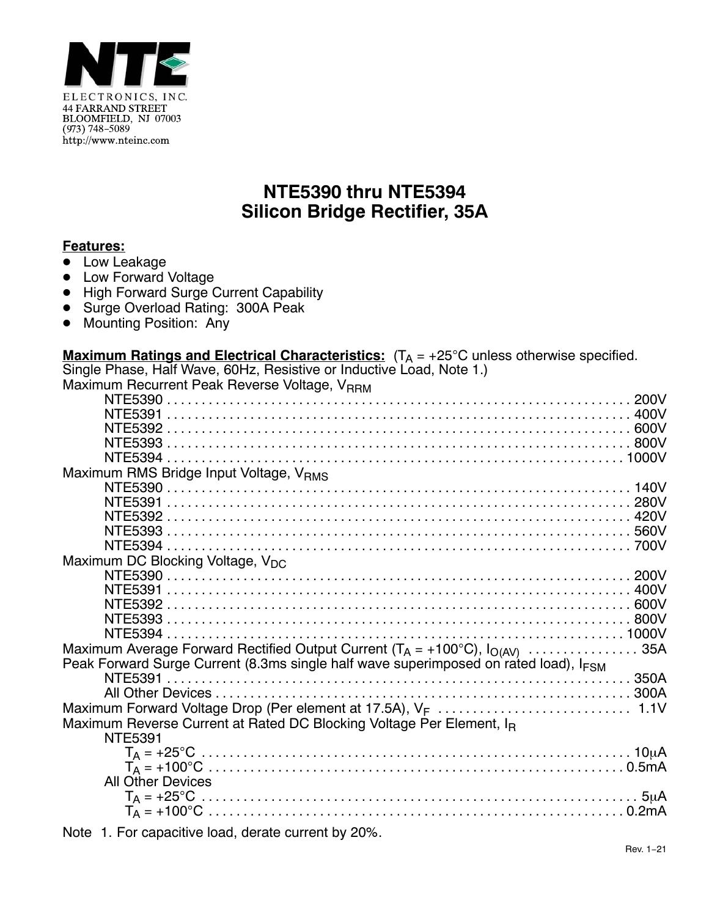NTE ELECTRONICS, INC.
44 FARRAND STREET
BLOOMFIELD, NJ 07003
(973) 748–5089
http://www.nteinc.com

# NTE5390 thru NTE5394
# Silicon Bridge Rectifier, 35A

**Features:**

- Low Leakage
- Low Forward Voltage
- High Forward Surge Current Capability
- Surge Overload Rating: 300A Peak
- Mounting Position: Any

**Maximum Ratings and Electrical Characteristics:** ($T_A$ = +25°C unless otherwise specified. Single Phase, Half Wave, 60Hz, Resistive or Inductive Load, Note 1.)

Maximum Recurrent Peak Reverse Voltage, $V_{RRM}$

- NTE5390 . . . . . 200V
- NTE5391 . . . . . 400V
- NTE5392 . . . . . 600V
- NTE5393 . . . . . 800V
- NTE5394 . . . . . 1000V

Maximum RMS Bridge Input Voltage, $V_{RMS}$

- NTE5390 . . . . . 140V
- NTE5391 . . . . . 280V
- NTE5392 . . . . . 420V
- NTE5393 . . . . . 560V
- NTE5394 . . . . . 700V

Maximum DC Blocking Voltage, $V_{DC}$

- NTE5390 . . . . . 200V
- NTE5391 . . . . . 400V
- NTE5392 . . . . . 600V
- NTE5393 . . . . . 800V
- NTE5394 . . . . . 1000V

Maximum Average Forward Rectified Output Current ($T_A$ = +100°C), $I_{O(AV)}$ . . . . . 35A

Peak Forward Surge Current (8.3ms single half wave superimposed on rated load), $I_{FSM}$

- NTE5391 . . . . . 350A
- All Other Devices . . . . . 300A

Maximum Forward Voltage Drop (Per element at 17.5A), $V_F$ . . . . . 1.1V

Maximum Reverse Current at Rated DC Blocking Voltage Per Element, $I_R$

- NTE5391
  - $T_A$ = +25°C . . . . . 10μA
  - $T_A$ = +100°C . . . . . 0.5mA
- All Other Devices
  - $T_A$ = +25°C . . . . . 5μA
  - $T_A$ = +100°C . . . . . 0.2mA

Note 1. For capacitive load, derate current by 20%.

Rev. 1–21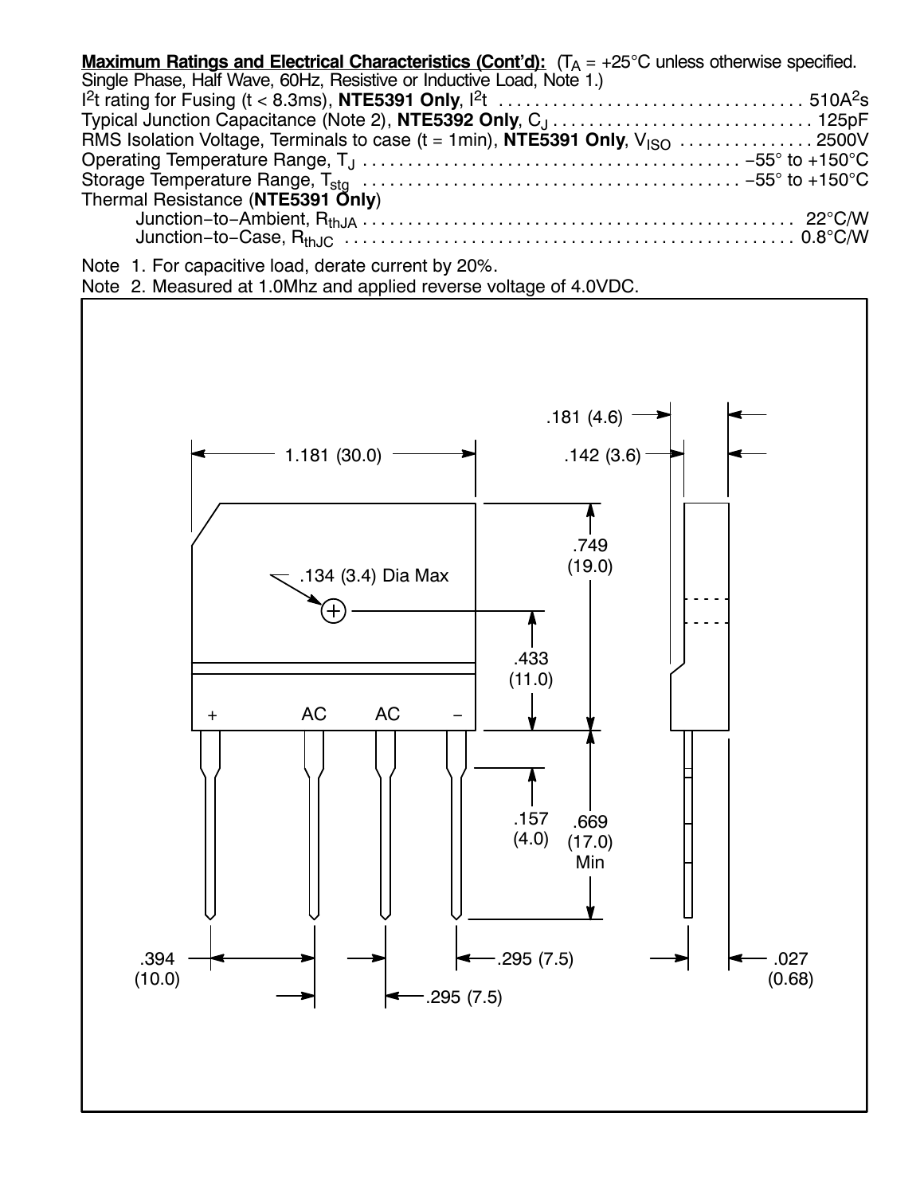**Maximum Ratings and Electrical Characteristics (Cont'd):** ($T_A$ = +25°C unless otherwise specified. Single Phase, Half Wave, 60Hz, Resistive or Inductive Load, Note 1.)

$I^2t$ rating for Fusing (t < 8.3ms), **NTE5391 Only**, $I^2t$ . . . . . . . . . . 510$A^2s$
Typical Junction Capacitance (Note 2), **NTE5392 Only**, $C_J$ . . . . . . . . . . 125pF
RMS Isolation Voltage, Terminals to case (t = 1min), **NTE5391 Only**, $V_{ISO}$ . . . . . . . . . . 2500V
Operating Temperature Range, $T_J$ . . . . . . . . . . −55° to +150°C
Storage Temperature Range, $T_{stg}$ . . . . . . . . . . −55° to +150°C
Thermal Resistance (**NTE5391 Only**)
  Junction−to−Ambient, $R_{thJA}$ . . . . . . . . . . 22°C/W
  Junction−to−Case, $R_{thJC}$ . . . . . . . . . . 0.8°C/W

Note 1. For capacitive load, derate current by 20%.
Note 2. Measured at 1.0Mhz and applied reverse voltage of 4.0VDC.

1.181 (30.0)
.181 (4.6)
.142 (3.6)
.134 (3.4) Dia Max
.749 (19.0)
.433 (11.0)
\+ AC AC −
.157 (4.0)
.669 (17.0) Min
.394 (10.0)
.295 (7.5)
.295 (7.5)
.027 (0.68)